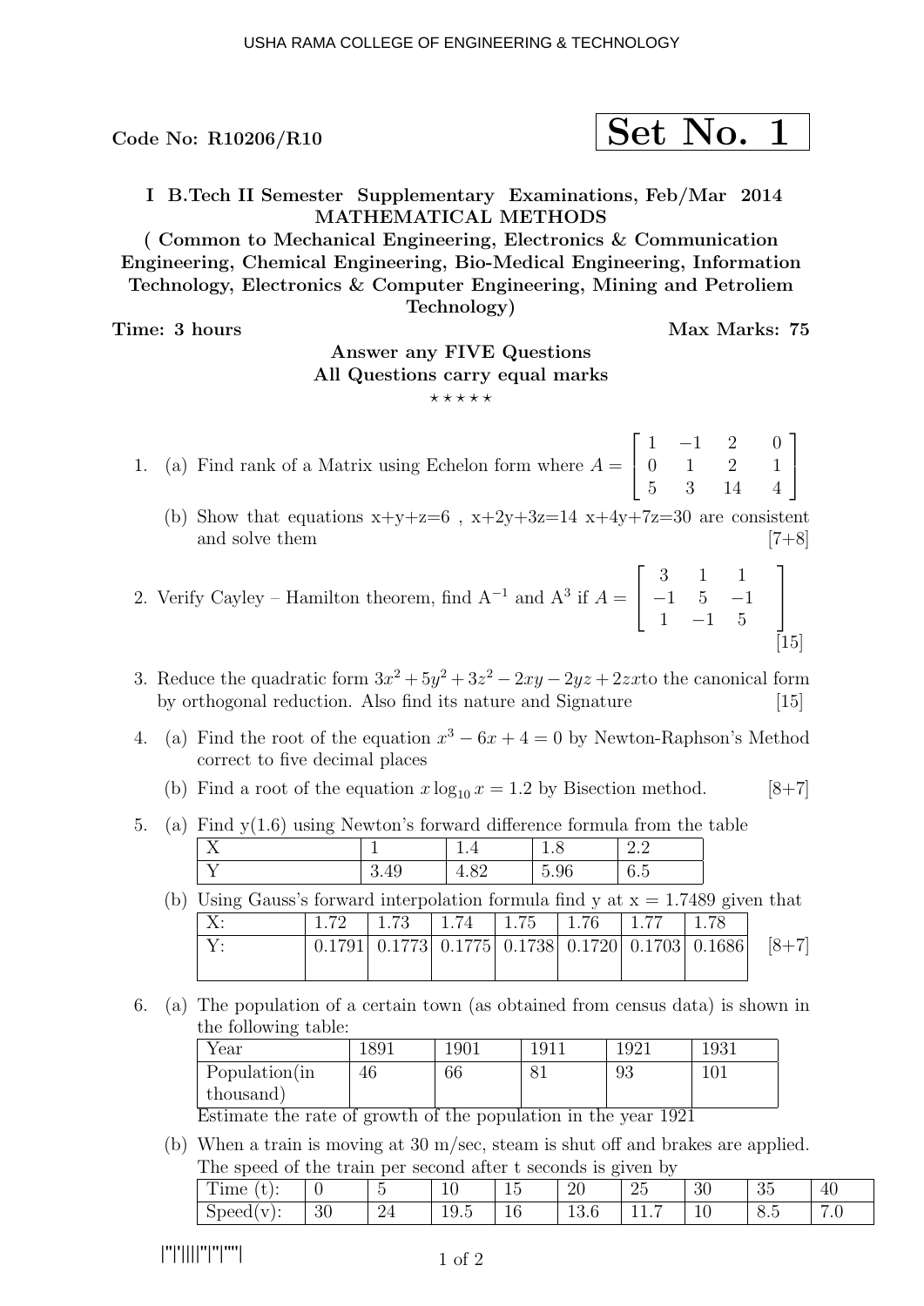USHA RAMA COLLEGE OF ENGINEERING & TECHNOLOGY

**Code No: R10206/R10**

**Set No. 1**

**I B.Tech II Semester Supplementary Examinations, Feb/Mar 2014**
**MATHEMATICAL METHODS**
**( Common to Mechanical Engineering, Electronics & Communication Engineering, Chemical Engineering, Bio-Medical Engineering, Information Technology, Electronics & Computer Engineering, Mining and Petroliem Technology)**

**Time: 3 hours** **Max Marks: 75**

**Answer any FIVE Questions**
**All Questions carry equal marks**
⋆ ⋆ ⋆ ⋆ ⋆

1. (a) Find rank of a Matrix using Echelon form where $A = \begin{bmatrix} 1 & -1 & 2 & 0 \\ 0 & 1 & 2 & 1 \\ 5 & 3 & 14 & 4 \end{bmatrix}$

   (b) Show that equations x+y+z=6 , x+2y+3z=14 x+4y+7z=30 are consistent and solve them [7+8]

2. Verify Cayley – Hamilton theorem, find $A^{-1}$ and $A^3$ if $A = \begin{bmatrix} 3 & 1 & 1 \\ -1 & 5 & -1 \\ 1 & -1 & 5 \end{bmatrix}$ [15]

3. Reduce the quadratic form $3x^2 + 5y^2 + 3z^2 - 2xy - 2yz + 2zx$to the canonical form by orthogonal reduction. Also find its nature and Signature [15]

4. (a) Find the root of the equation $x^3 - 6x + 4 = 0$ by Newton-Raphson's Method correct to five decimal places

   (b) Find a root of the equation $x \log_{10} x = 1.2$ by Bisection method. [8+7]

5. (a) Find y(1.6) using Newton's forward difference formula from the table

| X | 1 | 1.4 | 1.8 | 2.2 |
|---|---|---|---|---|
| Y | 3.49 | 4.82 | 5.96 | 6.5 |

   (b) Using Gauss's forward interpolation formula find y at x = 1.7489 given that

| X: | 1.72 | 1.73 | 1.74 | 1.75 | 1.76 | 1.77 | 1.78 |
|---|---|---|---|---|---|---|---|
| Y: | 0.1791 | 0.1773 | 0.1775 | 0.1738 | 0.1720 | 0.1703 | 0.1686 |

[8+7]

6. (a) The population of a certain town (as obtained from census data) is shown in the following table:

| Year | 1891 | 1901 | 1911 | 1921 | 1931 |
|---|---|---|---|---|---|
| Population(in thousand) | 46 | 66 | 81 | 93 | 101 |

   Estimate the rate of growth of the population in the year 1921

   (b) When a train is moving at 30 m/sec, steam is shut off and brakes are applied. The speed of the train per second after t seconds is given by

| Time (t): | 0 | 5 | 10 | 15 | 20 | 25 | 30 | 35 | 40 |
|---|---|---|---|---|---|---|---|---|---|
| Speed(v): | 30 | 24 | 19.5 | 16 | 13.6 | 11.7 | 10 | 8.5 | 7.0 |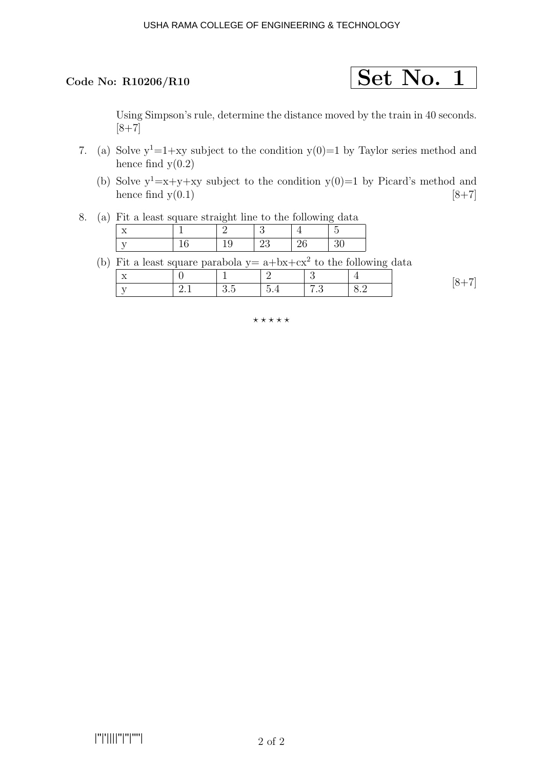Using Simpson's rule, determine the distance moved by the train in 40 seconds. [8+7]

7. (a) Solve $y^1$=1+xy subject to the condition y(0)=1 by Taylor series method and hence find y(0.2)

   (b) Solve $y^1$=x+y+xy subject to the condition y(0)=1 by Picard's method and hence find y(0.1) [8+7]

8. (a) Fit a least square straight line to the following data

| x | 1 | 2 | 3 | 4 | 5 |
|---|---|---|---|---|---|
| y | 16 | 19 | 23 | 26 | 30 |

   (b) Fit a least square parabola y= a+bx+$cx^2$ to the following data

| x | 0 | 1 | 2 | 3 | 4 |
|---|---|---|---|---|---|
| y | 2.1 | 3.5 | 5.4 | 7.3 | 8.2 |

[8+7]

⋆ ⋆ ⋆ ⋆ ⋆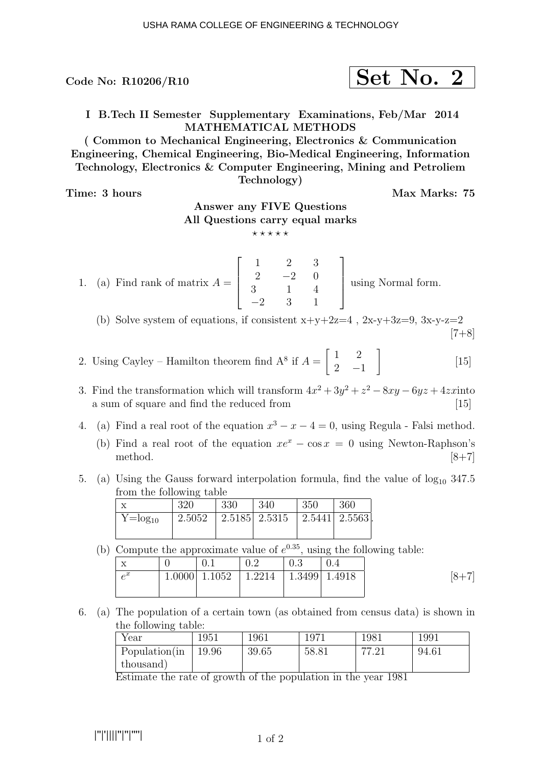Code No: R10206/R10

**Set No. 2**

**I B.Tech II Semester Supplementary Examinations, Feb/Mar 2014**
**MATHEMATICAL METHODS**
**( Common to Mechanical Engineering, Electronics & Communication Engineering, Chemical Engineering, Bio-Medical Engineering, Information Technology, Electronics & Computer Engineering, Mining and Petroliem Technology)**

**Time: 3 hours** **Max Marks: 75**

**Answer any FIVE Questions**
**All Questions carry equal marks**

⋆ ⋆ ⋆ ⋆ ⋆

1. (a) Find rank of matrix $A = \begin{bmatrix} 1 & 2 & 3 \\ 2 & -2 & 0 \\ 3 & 1 & 4 \\ -2 & 3 & 1 \end{bmatrix}$ using Normal form.

   (b) Solve system of equations, if consistent x+y+2z=4 , 2x-y+3z=9, 3x-y-z=2 [7+8]

2. Using Cayley – Hamilton theorem find $A^8$ if $A = \begin{bmatrix} 1 & 2 \\ 2 & -1 \end{bmatrix}$ [15]

3. Find the transformation which will transform $4x^2 + 3y^2 + z^2 - 8xy - 6yz + 4zx$into a sum of square and find the reduced from [15]

4. (a) Find a real root of the equation $x^3 - x - 4 = 0$, using Regula - Falsi method.

   (b) Find a real root of the equation $xe^x - \cos x = 0$ using Newton-Raphson's method. [8+7]

5. (a) Using the Gauss forward interpolation formula, find the value of $\log_{10} 347.5$ from the following table

| x | 320 | 330 | 340 | 350 | 360 |
|---|---|---|---|---|---|
| $Y=\log_{10}$ | 2.5052 | 2.5185 | 2.5315 | 2.5441 | 2.5563 |

   (b) Compute the approximate value of $e^{0.35}$, using the following table:

| x | 0 | 0.1 | 0.2 | 0.3 | 0.4 |
|---|---|---|---|---|---|
| $e^x$ | 1.0000 | 1.1052 | 1.2214 | 1.3499 | 1.4918 |

[8+7]

6. (a) The population of a certain town (as obtained from census data) is shown in the following table:

| Year | 1951 | 1961 | 1971 | 1981 | 1991 |
|---|---|---|---|---|---|
| Population(in thousand) | 19.96 | 39.65 | 58.81 | 77.21 | 94.61 |

   Estimate the rate of growth of the population in the year 1981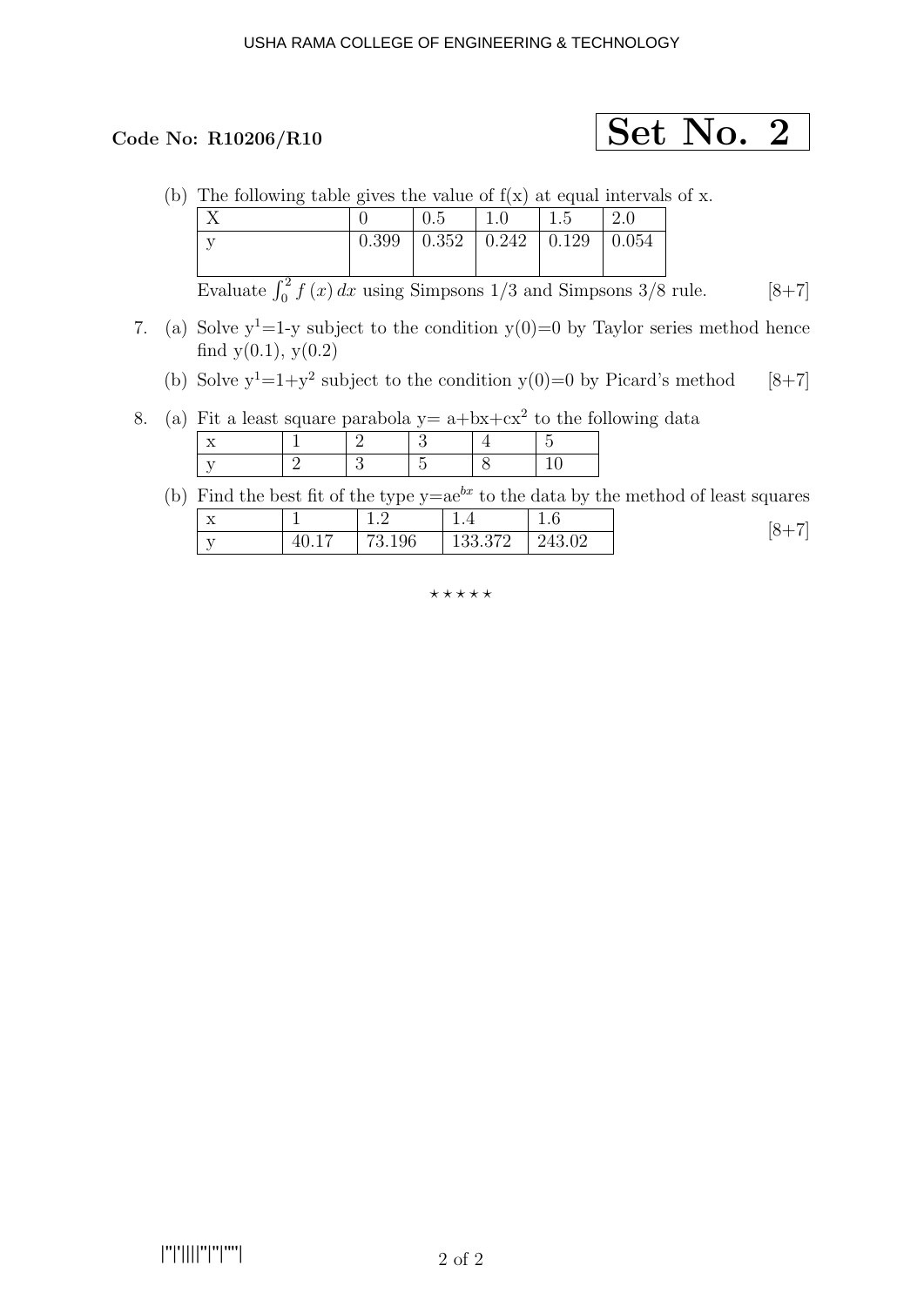**Code No: R10206/R10**

**Set No. 2**

(b) The following table gives the value of f(x) at equal intervals of x.

| X | 0 | 0.5 | 1.0 | 1.5 | 2.0 |
|---|---|---|---|---|---|
| y | 0.399 | 0.352 | 0.242 | 0.129 | 0.054 |

Evaluate $\int_0^2 f(x)\,dx$ using Simpsons 1/3 and Simpsons 3/8 rule. [8+7]

7. (a) Solve $y^1$=1-y subject to the condition y(0)=0 by Taylor series method hence find y(0.1), y(0.2)

   (b) Solve $y^1=1+y^2$ subject to the condition y(0)=0 by Picard's method [8+7]

8. (a) Fit a least square parabola $y= a+bx+cx^2$ to the following data

| x | 1 | 2 | 3 | 4 | 5 |
|---|---|---|---|---|---|
| y | 2 | 3 | 5 | 8 | 10 |

   (b) Find the best fit of the type $y=ae^{bx}$ to the data by the method of least squares

| x | 1 | 1.2 | 1.4 | 1.6 |
|---|---|---|---|---|
| y | 40.17 | 73.196 | 133.372 | 243.02 |

[8+7]

⋆⋆⋆⋆⋆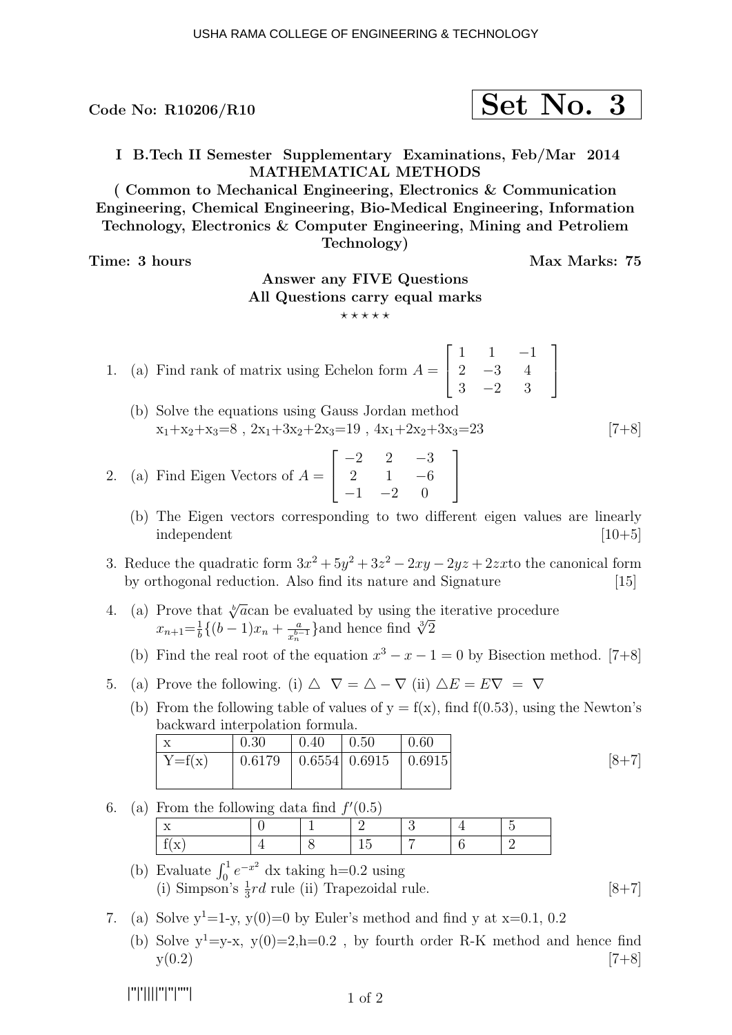USHA RAMA COLLEGE OF ENGINEERING & TECHNOLOGY

**Code No: R10206/R10** **Set No. 3**

**I B.Tech II Semester Supplementary Examinations, Feb/Mar 2014**
**MATHEMATICAL METHODS**
**( Common to Mechanical Engineering, Electronics & Communication Engineering, Chemical Engineering, Bio-Medical Engineering, Information Technology, Electronics & Computer Engineering, Mining and Petroliem Technology)**

**Time: 3 hours** **Max Marks: 75**

**Answer any FIVE Questions**
**All Questions carry equal marks**

⋆ ⋆ ⋆ ⋆ ⋆

1. (a) Find rank of matrix using Echelon form $A = \begin{bmatrix} 1 & 1 & -1 \\ 2 & -3 & 4 \\ 3 & -2 & 3 \end{bmatrix}$

   (b) Solve the equations using Gauss Jordan method
   $x_1+x_2+x_3=8$ , $2x_1+3x_2+2x_3=19$ , $4x_1+2x_2+3x_3=23$ [7+8]

2. (a) Find Eigen Vectors of $A = \begin{bmatrix} -2 & 2 & -3 \\ 2 & 1 & -6 \\ -1 & -2 & 0 \end{bmatrix}$

   (b) The Eigen vectors corresponding to two different eigen values are linearly independent [10+5]

3. Reduce the quadratic form $3x^2 + 5y^2 + 3z^2 - 2xy - 2yz + 2zx$to the canonical form by orthogonal reduction. Also find its nature and Signature [15]

4. (a) Prove that $\sqrt[b]{a}$can be evaluated by using the iterative procedure $x_{n+1}$=$\frac{1}{b}\{(b-1)x_n + \frac{a}{x_n^{b-1}}\}$and hence find $\sqrt[3]{2}$

   (b) Find the real root of the equation $x^3 - x - 1 = 0$ by Bisection method. [7+8]

5. (a) Prove the following. (i) $\triangle\ \nabla = \triangle - \nabla$ (ii) $\triangle E = E\nabla\ =\ \nabla$

   (b) From the following table of values of y = f(x), find f(0.53), using the Newton's backward interpolation formula.

| x | 0.30 | 0.40 | 0.50 | 0.60 |
|---|---|---|---|---|
| Y=f(x) | 0.6179 | 0.6554 | 0.6915 | 0.6915 |

[8+7]

6. (a) From the following data find $f'(0.5)$

| x | 0 | 1 | 2 | 3 | 4 | 5 |
|---|---|---|---|---|---|---|
| f(x) | 4 | 8 | 15 | 7 | 6 | 2 |

   (b) Evaluate $\int_0^1 e^{-x^2}$ dx taking h=0.2 using
   (i) Simpson's $\frac{1}{3}rd$ rule (ii) Trapezoidal rule. [8+7]

7. (a) Solve $y^1$=1-y, y(0)=0 by Euler's method and find y at x=0.1, 0.2

   (b) Solve $y^1$=y-x, y(0)=2,h=0.2 , by fourth order R-K method and hence find y(0.2) [7+8]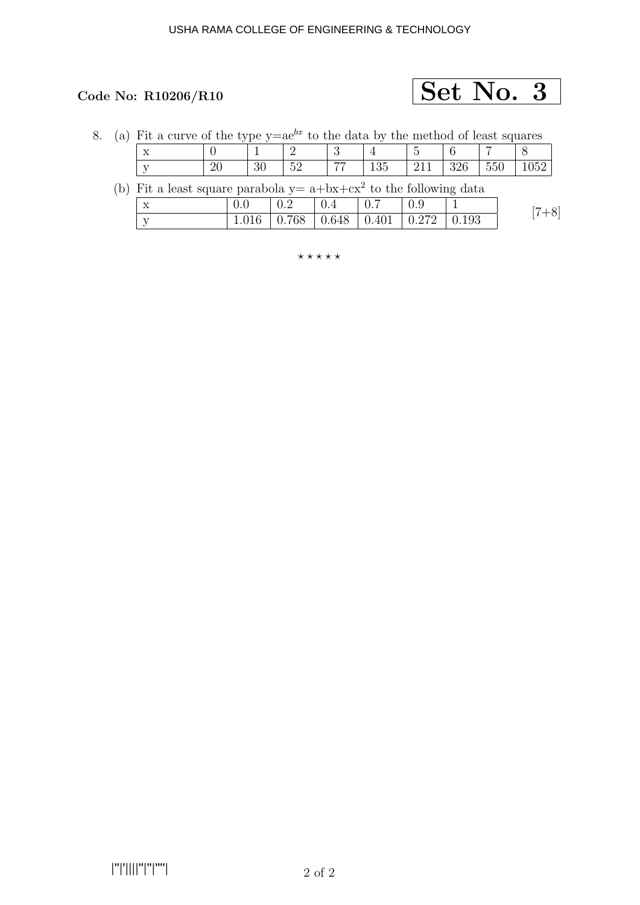**Code No: R10206/R10**

**Set No. 3**

8. (a) Fit a curve of the type $y=ae^{bx}$ to the data by the method of least squares

| x | 0 | 1 | 2 | 3 | 4 | 5 | 6 | 7 | 8 |
|---|---|---|---|---|---|---|---|---|---|
| y | 20 | 30 | 52 | 77 | 135 | 211 | 326 | 550 | 1052 |

(b) Fit a least square parabola $y= a+bx+cx^2$ to the following data

| x | 0.0 | 0.2 | 0.4 | 0.7 | 0.9 | 1 |
|---|---|---|---|---|---|---|
| y | 1.016 | 0.768 | 0.648 | 0.401 | 0.272 | 0.193 |

[7+8]

⋆ ⋆ ⋆ ⋆ ⋆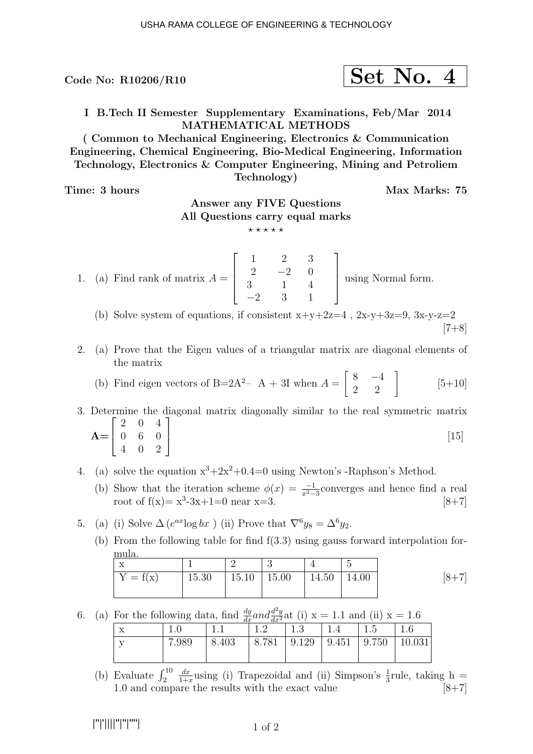USHA RAMA COLLEGE OF ENGINEERING & TECHNOLOGY

**Code No: R10206/R10** **Set No. 4**

**I B.Tech II Semester Supplementary Examinations, Feb/Mar 2014**
**MATHEMATICAL METHODS**
**( Common to Mechanical Engineering, Electronics & Communication Engineering, Chemical Engineering, Bio-Medical Engineering, Information Technology, Electronics & Computer Engineering, Mining and Petroliem Technology)**

**Time: 3 hours** **Max Marks: 75**

**Answer any FIVE Questions**
**All Questions carry equal marks**

⋆ ⋆ ⋆ ⋆ ⋆

1. (a) Find rank of matrix $A = \begin{bmatrix} 1 & 2 & 3 \\ 2 & -2 & 0 \\ 3 & 1 & 4 \\ -2 & 3 & 1 \end{bmatrix}$ using Normal form.

   (b) Solve system of equations, if consistent x+y+2z=4 , 2x-y+3z=9, 3x-y-z=2 [7+8]

2. (a) Prove that the Eigen values of a triangular matrix are diagonal elements of the matrix

   (b) Find eigen vectors of $B=2A^2-\ A + 3I$ when $A = \begin{bmatrix} 8 & -4 \\ 2 & 2 \end{bmatrix}$ [5+10]

3. Determine the diagonal matrix diagonally similar to the real symmetric matrix $\mathbf{A}= \begin{bmatrix} 2 & 0 & 4 \\ 0 & 6 & 0 \\ 4 & 0 & 2 \end{bmatrix}$ [15]

4. (a) solve the equation $x^3+2x^2+0.4=0$ using Newton's -Raphson's Method.

   (b) Show that the iteration scheme $\phi(x) = \frac{-1}{x^2-3}$converges and hence find a real root of $f(x)= x^3-3x+1=0$ near x=3. [8+7]

5. (a) (i) Solve $\Delta\left(e^{ax}\log bx\ \right)$ (ii) Prove that $\nabla^6 y_8 = \Delta^6 y_2$.

   (b) From the following table for find f(3.3) using gauss forward interpolation formula.

| x | 1 | 2 | 3 | 4 | 5 |
|---|---|---|---|---|---|
| Y = f(x) | 15.30 | 15.10 | 15.00 | 14.50 | 14.00 |

[8+7]

6. (a) For the following data, find $\frac{dy}{dx} and \frac{d^2y}{dx^2}$at (i) x = 1.1 and (ii) x = 1.6

| x | 1.0 | 1.1 | 1.2 | 1.3 | 1.4 | 1.5 | 1.6 |
|---|---|---|---|---|---|---|---|
| y | 7.989 | 8.403 | 8.781 | 9.129 | 9.451 | 9.750 | 10.031 |

   (b) Evaluate $\int_2^{10} \frac{dx}{1+x}$using (i) Trapezoidal and (ii) Simpson's $\frac{1}{3}$rule, taking h = 1.0 and compare the results with the exact value [8+7]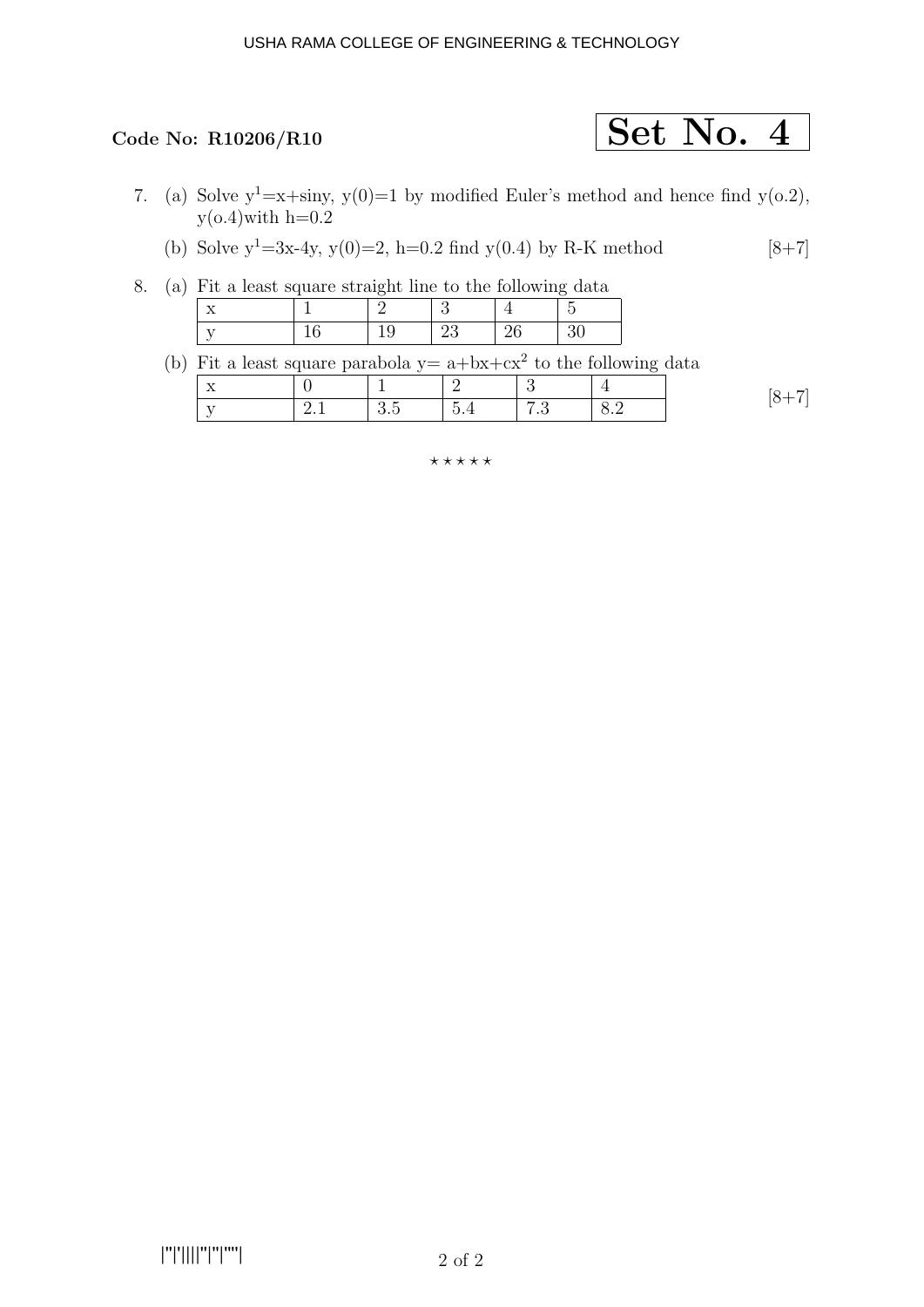**Code No: R10206/R10**

**Set No. 4**

7. (a) Solve $y^1$=x+siny, y(0)=1 by modified Euler's method and hence find y(o.2), y(o.4)with h=0.2

   (b) Solve $y^1$=3x-4y, y(0)=2, h=0.2 find y(0.4) by R-K method [8+7]

8. (a) Fit a least square straight line to the following data

| | | | | | |
|---|---|---|---|---|---|
| x | 1 | 2 | 3 | 4 | 5 |
| y | 16 | 19 | 23 | 26 | 30 |

   (b) Fit a least square parabola y= a+bx+c$x^2$ to the following data

| | | | | | |
|---|---|---|---|---|---|
| x | 0 | 1 | 2 | 3 | 4 |
| y | 2.1 | 3.5 | 5.4 | 7.3 | 8.2 |

[8+7]

⋆ ⋆ ⋆ ⋆ ⋆